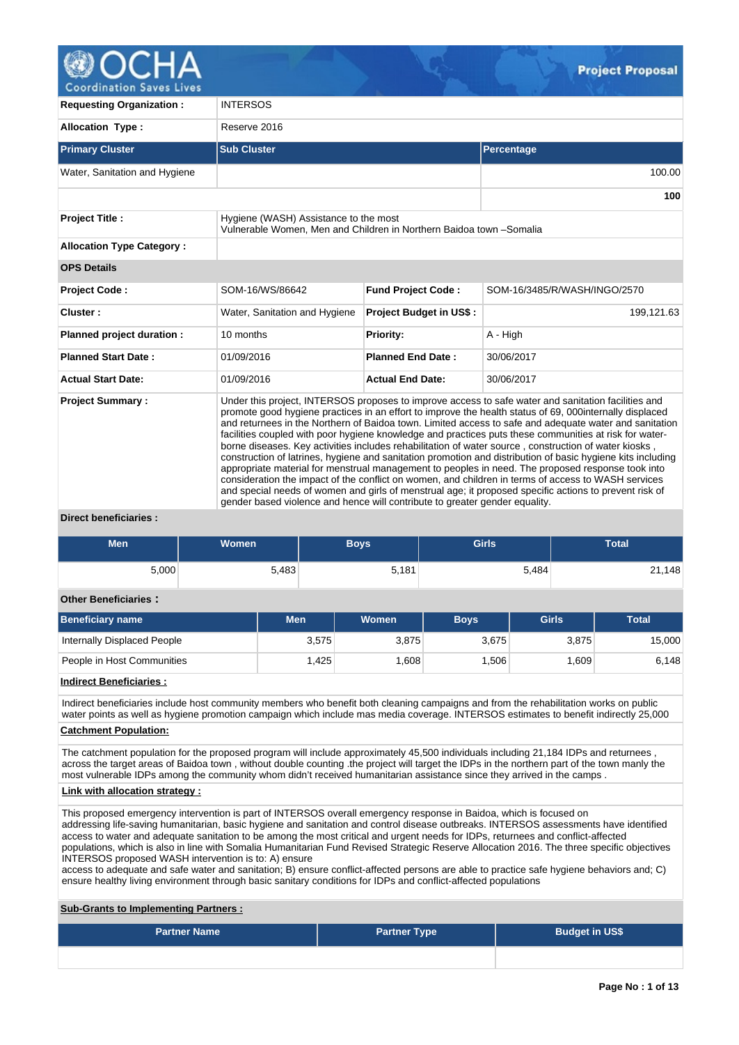# OCHA

Coordination Saves Lives

**Project Proposal**

| **Requesting Organization :** | INTERSOS | | |
|---|---|---|---|
| **Allocation Type :** | Reserve 2016 | | |
| **Primary Cluster** | **Sub Cluster** | | **Percentage** |
| Water, Sanitation and Hygiene | | | 100.00 |
| | | | **100** |
| **Project Title :** | Hygiene (WASH) Assistance to the most Vulnerable Women, Men and Children in Northern Baidoa town –Somalia | | |
| **Allocation Type Category :** | | | |
| **OPS Details** | | | |
| **Project Code :** | SOM-16/WS/86642 | **Fund Project Code :** | SOM-16/3485/R/WASH/INGO/2570 |
| **Cluster :** | Water, Sanitation and Hygiene | **Project Budget in US$ :** | 199,121.63 |
| **Planned project duration :** | 10 months | **Priority:** | A - High |
| **Planned Start Date :** | 01/09/2016 | **Planned End Date :** | 30/06/2017 |
| **Actual Start Date:** | 01/09/2016 | **Actual End Date:** | 30/06/2017 |
| **Project Summary :** | Under this project, INTERSOS proposes to improve access to safe water and sanitation facilities and promote good hygiene practices in an effort to improve the health status of 69, 000internally displaced and returnees in the Northern of Baidoa town. Limited access to safe and adequate water and sanitation facilities coupled with poor hygiene knowledge and practices puts these communities at risk for water-borne diseases. Key activities includes rehabilitation of water source , construction of water kiosks , construction of latrines, hygiene and sanitation promotion and distribution of basic hygiene kits including appropriate material for menstrual management to peoples in need. The proposed response took into consideration the impact of the conflict on women, and children in terms of access to WASH services and special needs of women and girls of menstrual age; it proposed specific actions to prevent risk of gender based violence and hence will contribute to greater gender equality. | | |

**Direct beneficiaries :**

| Men | Women | Boys | Girls | Total |
|---|---|---|---|---|
| 5,000 | 5,483 | 5,181 | 5,484 | 21,148 |

**Other Beneficiaries :**

| Beneficiary name | Men | Women | Boys | Girls | Total |
|---|---|---|---|---|---|
| Internally Displaced People | 3,575 | 3,875 | 3,675 | 3,875 | 15,000 |
| People in Host Communities | 1,425 | 1,608 | 1,506 | 1,609 | 6,148 |

**Indirect Beneficiaries :**

Indirect beneficiaries include host community members who benefit both cleaning campaigns and from the rehabilitation works on public water points as well as hygiene promotion campaign which include mas media coverage. INTERSOS estimates to benefit indirectly 25,000

**Catchment Population:**

The catchment population for the proposed program will include approximately 45,500 individuals including 21,184 IDPs and returnees , across the target areas of Baidoa town , without double counting .the project will target the IDPs in the northern part of the town manly the most vulnerable IDPs among the community whom didn't received humanitarian assistance since they arrived in the camps .

**Link with allocation strategy :**

This proposed emergency intervention is part of INTERSOS overall emergency response in Baidoa, which is focused on addressing life-saving humanitarian, basic hygiene and sanitation and control disease outbreaks. INTERSOS assessments have identified access to water and adequate sanitation to be among the most critical and urgent needs for IDPs, returnees and conflict-affected populations, which is also in line with Somalia Humanitarian Fund Revised Strategic Reserve Allocation 2016. The three specific objectives INTERSOS proposed WASH intervention is to: A) ensure
access to adequate and safe water and sanitation; B) ensure conflict-affected persons are able to practice safe hygiene behaviors and; C) ensure healthy living environment through basic sanitary conditions for IDPs and conflict-affected populations

**Sub-Grants to Implementing Partners :**

| Partner Name | Partner Type | Budget in US$ |
|---|---|---|
| | | |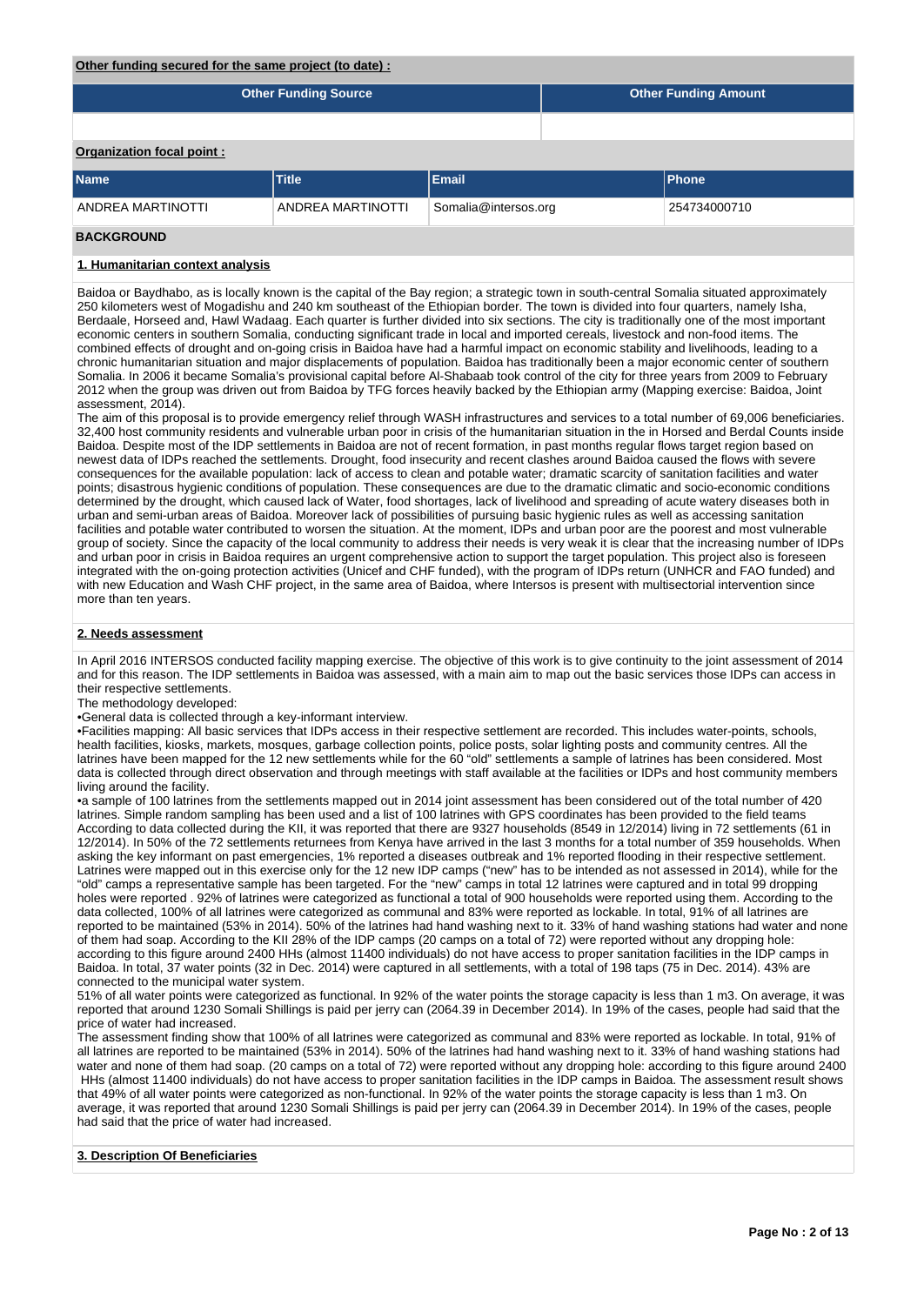**Other funding secured for the same project (to date) :**

| Other Funding Source | Other Funding Amount |
|---|---|
| | |

**Organization focal point :**

| Name | Title | Email | Phone |
|---|---|---|---|
| ANDREA MARTINOTTI | ANDREA MARTINOTTI | Somalia@intersos.org | 254734000710 |

## BACKGROUND

### 1. Humanitarian context analysis

Baidoa or Baydhabo, as is locally known is the capital of the Bay region; a strategic town in south-central Somalia situated approximately 250 kilometers west of Mogadishu and 240 km southeast of the Ethiopian border. The town is divided into four quarters, namely Isha, Berdaale, Horseed and, Hawl Wadaag. Each quarter is further divided into six sections. The city is traditionally one of the most important economic centers in southern Somalia, conducting significant trade in local and imported cereals, livestock and non-food items. The combined effects of drought and on-going crisis in Baidoa have had a harmful impact on economic stability and livelihoods, leading to a chronic humanitarian situation and major displacements of population. Baidoa has traditionally been a major economic center of southern Somalia. In 2006 it became Somalia's provisional capital before Al-Shabaab took control of the city for three years from 2009 to February 2012 when the group was driven out from Baidoa by TFG forces heavily backed by the Ethiopian army (Mapping exercise: Baidoa, Joint assessment, 2014).

The aim of this proposal is to provide emergency relief through WASH infrastructures and services to a total number of 69,006 beneficiaries. 32,400 host community residents and vulnerable urban poor in crisis of the humanitarian situation in the in Horsed and Berdal Counts inside Baidoa. Despite most of the IDP settlements in Baidoa are not of recent formation, in past months regular flows target region based on newest data of IDPs reached the settlements. Drought, food insecurity and recent clashes around Baidoa caused the flows with severe consequences for the available population: lack of access to clean and potable water; dramatic scarcity of sanitation facilities and water points; disastrous hygienic conditions of population. These consequences are due to the dramatic climatic and socio-economic conditions determined by the drought, which caused lack of Water, food shortages, lack of livelihood and spreading of acute watery diseases both in urban and semi-urban areas of Baidoa. Moreover lack of possibilities of pursuing basic hygienic rules as well as accessing sanitation facilities and potable water contributed to worsen the situation. At the moment, IDPs and urban poor are the poorest and most vulnerable group of society. Since the capacity of the local community to address their needs is very weak it is clear that the increasing number of IDPs and urban poor in crisis in Baidoa requires an urgent comprehensive action to support the target population. This project also is foreseen integrated with the on-going protection activities (Unicef and CHF funded), with the program of IDPs return (UNHCR and FAO funded) and with new Education and Wash CHF project, in the same area of Baidoa, where Intersos is present with multisectorial intervention since more than ten years.

### 2. Needs assessment

In April 2016 INTERSOS conducted facility mapping exercise. The objective of this work is to give continuity to the joint assessment of 2014 and for this reason. The IDP settlements in Baidoa was assessed, with a main aim to map out the basic services those IDPs can access in their respective settlements.

The methodology developed:

•General data is collected through a key-informant interview.

•Facilities mapping: All basic services that IDPs access in their respective settlement are recorded. This includes water-points, schools, health facilities, kiosks, markets, mosques, garbage collection points, police posts, solar lighting posts and community centres. All the latrines have been mapped for the 12 new settlements while for the 60 "old" settlements a sample of latrines has been considered. Most data is collected through direct observation and through meetings with staff available at the facilities or IDPs and host community members living around the facility.

•a sample of 100 latrines from the settlements mapped out in 2014 joint assessment has been considered out of the total number of 420 latrines. Simple random sampling has been used and a list of 100 latrines with GPS coordinates has been provided to the field teams According to data collected during the KII, it was reported that there are 9327 households (8549 in 12/2014) living in 72 settlements (61 in 12/2014). In 50% of the 72 settlements returnees from Kenya have arrived in the last 3 months for a total number of 359 households. When asking the key informant on past emergencies, 1% reported a diseases outbreak and 1% reported flooding in their respective settlement. Latrines were mapped out in this exercise only for the 12 new IDP camps ("new" has to be intended as not assessed in 2014), while for the "old" camps a representative sample has been targeted. For the "new" camps in total 12 latrines were captured and in total 99 dropping holes were reported . 92% of latrines were categorized as functional a total of 900 households were reported using them. According to the data collected, 100% of all latrines were categorized as communal and 83% were reported as lockable. In total, 91% of all latrines are reported to be maintained (53% in 2014). 50% of the latrines had hand washing next to it. 33% of hand washing stations had water and none of them had soap. According to the KII 28% of the IDP camps (20 camps on a total of 72) were reported without any dropping hole: according to this figure around 2400 HHs (almost 11400 individuals) do not have access to proper sanitation facilities in the IDP camps in Baidoa. In total, 37 water points (32 in Dec. 2014) were captured in all settlements, with a total of 198 taps (75 in Dec. 2014). 43% are connected to the municipal water system.

51% of all water points were categorized as functional. In 92% of the water points the storage capacity is less than 1 m3. On average, it was reported that around 1230 Somali Shillings is paid per jerry can (2064.39 in December 2014). In 19% of the cases, people had said that the price of water had increased.

The assessment finding show that 100% of all latrines were categorized as communal and 83% were reported as lockable. In total, 91% of all latrines are reported to be maintained (53% in 2014). 50% of the latrines had hand washing next to it. 33% of hand washing stations had water and none of them had soap. (20 camps on a total of 72) were reported without any dropping hole: according to this figure around 2400 HHs (almost 11400 individuals) do not have access to proper sanitation facilities in the IDP camps in Baidoa. The assessment result shows that 49% of all water points were categorized as non-functional. In 92% of the water points the storage capacity is less than 1 m3. On average, it was reported that around 1230 Somali Shillings is paid per jerry can (2064.39 in December 2014). In 19% of the cases, people had said that the price of water had increased.

### 3. Description Of Beneficiaries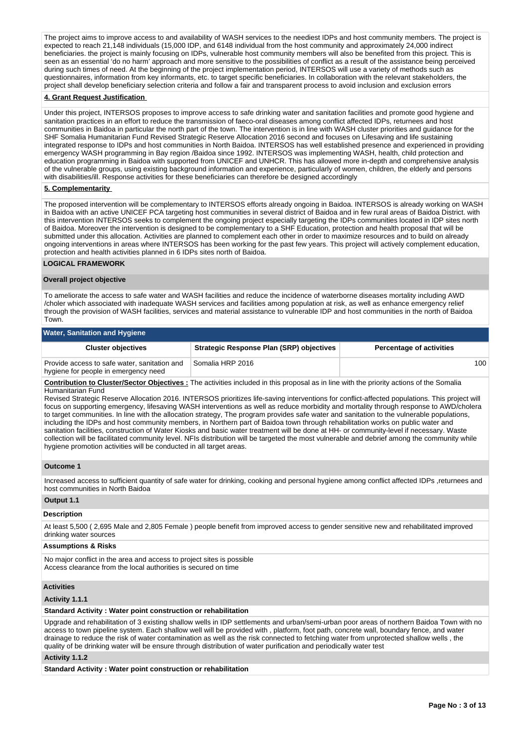The project aims to improve access to and availability of WASH services to the neediest IDPs and host community members. The project is expected to reach 21,148 individuals (15,000 IDP, and 6148 individual from the host community and approximately 24,000 indirect beneficiaries. the project is mainly focusing on IDPs, vulnerable host community members will also be benefited from this project. This is seen as an essential 'do no harm' approach and more sensitive to the possibilities of conflict as a result of the assistance being perceived during such times of need. At the beginning of the project implementation period, INTERSOS will use a variety of methods such as questionnaires, information from key informants, etc. to target specific beneficiaries. In collaboration with the relevant stakeholders, the project shall develop beneficiary selection criteria and follow a fair and transparent process to avoid inclusion and exclusion errors

**4. Grant Request Justification**

Under this project, INTERSOS proposes to improve access to safe drinking water and sanitation facilities and promote good hygiene and sanitation practices in an effort to reduce the transmission of faeco-oral diseases among conflict affected IDPs, returnees and host communities in Baidoa in particular the north part of the town. The intervention is in line with WASH cluster priorities and guidance for the SHF Somalia Humanitarian Fund Revised Strategic Reserve Allocation 2016 second and focuses on Lifesaving and life sustaining integrated response to IDPs and host communities in North Baidoa. INTERSOS has well established presence and experienced in providing emergency WASH programming in Bay region /Baidoa since 1992. INTERSOS was implementing WASH, health, child protection and education programming in Baidoa with supported from UNICEF and UNHCR. This has allowed more in-depth and comprehensive analysis of the vulnerable groups, using existing background information and experience, particularly of women, children, the elderly and persons with disabilities/ill. Response activities for these beneficiaries can therefore be designed accordingly

**5. Complementarity**

The proposed intervention will be complementary to INTERSOS efforts already ongoing in Baidoa. INTERSOS is already working on WASH in Baidoa with an active UNICEF PCA targeting host communities in several district of Baidoa and in few rural areas of Baidoa District. with this intervention INTERSOS seeks to complement the ongoing project especially targeting the IDPs communities located in IDP sites north of Baidoa. Moreover the intervention is designed to be complementary to a SHF Education, protection and health proposal that will be submitted under this allocation. Activities are planned to complement each other in order to maximize resources and to build on already ongoing interventions in areas where INTERSOS has been working for the past few years. This project will actively complement education, protection and health activities planned in 6 IDPs sites north of Baidoa.

## LOGICAL FRAMEWORK

**Overall project objective**

To ameliorate the access to safe water and WASH facilities and reduce the incidence of waterborne diseases mortality including AWD /choler which associated with inadequate WASH services and facilities among population at risk, as well as enhance emergency relief through the provision of WASH facilities, services and material assistance to vulnerable IDP and host communities in the north of Baidoa Town.

**Water, Sanitation and Hygiene**

| Cluster objectives | Strategic Response Plan (SRP) objectives | Percentage of activities |
|---|---|---|
| Provide access to safe water, sanitation and hygiene for people in emergency need | Somalia HRP 2016 | 100 |

**Contribution to Cluster/Sector Objectives :** The activities included in this proposal as in line with the priority actions of the Somalia Humanitarian Fund
Revised Strategic Reserve Allocation 2016. INTERSOS prioritizes life-saving interventions for conflict-affected populations. This project will focus on supporting emergency, lifesaving WASH interventions as well as reduce morbidity and mortality through response to AWD/cholera to target communities. In line with the allocation strategy, The program provides safe water and sanitation to the vulnerable populations, including the IDPs and host community members, in Northern part of Baidoa town through rehabilitation works on public water and sanitation facilities, construction of Water Kiosks and basic water treatment will be done at HH- or community-level if necessary. Waste collection will be facilitated community level. NFIs distribution will be targeted the most vulnerable and debrief among the community while hygiene promotion activities will be conducted in all target areas.

**Outcome 1**

Increased access to sufficient quantity of safe water for drinking, cooking and personal hygiene among conflict affected IDPs ,returnees and host communities in North Baidoa

**Output 1.1**

**Description**

At least 5,500 ( 2,695 Male and 2,805 Female ) people benefit from improved access to gender sensitive new and rehabilitated improved drinking water sources

**Assumptions & Risks**

No major conflict in the area and access to project sites is possible
Access clearance from the local authorities is secured on time

**Activities**

**Activity 1.1.1**

**Standard Activity : Water point construction or rehabilitation**

Upgrade and rehabilitation of 3 existing shallow wells in IDP settlements and urban/semi-urban poor areas of northern Baidoa Town with no access to town pipeline system. Each shallow well will be provided with , platform, foot path, concrete wall, boundary fence, and water drainage to reduce the risk of water contamination as well as the risk connected to fetching water from unprotected shallow wells , the quality of be drinking water will be ensure through distribution of water purification and periodically water test

**Activity 1.1.2**

**Standard Activity : Water point construction or rehabilitation**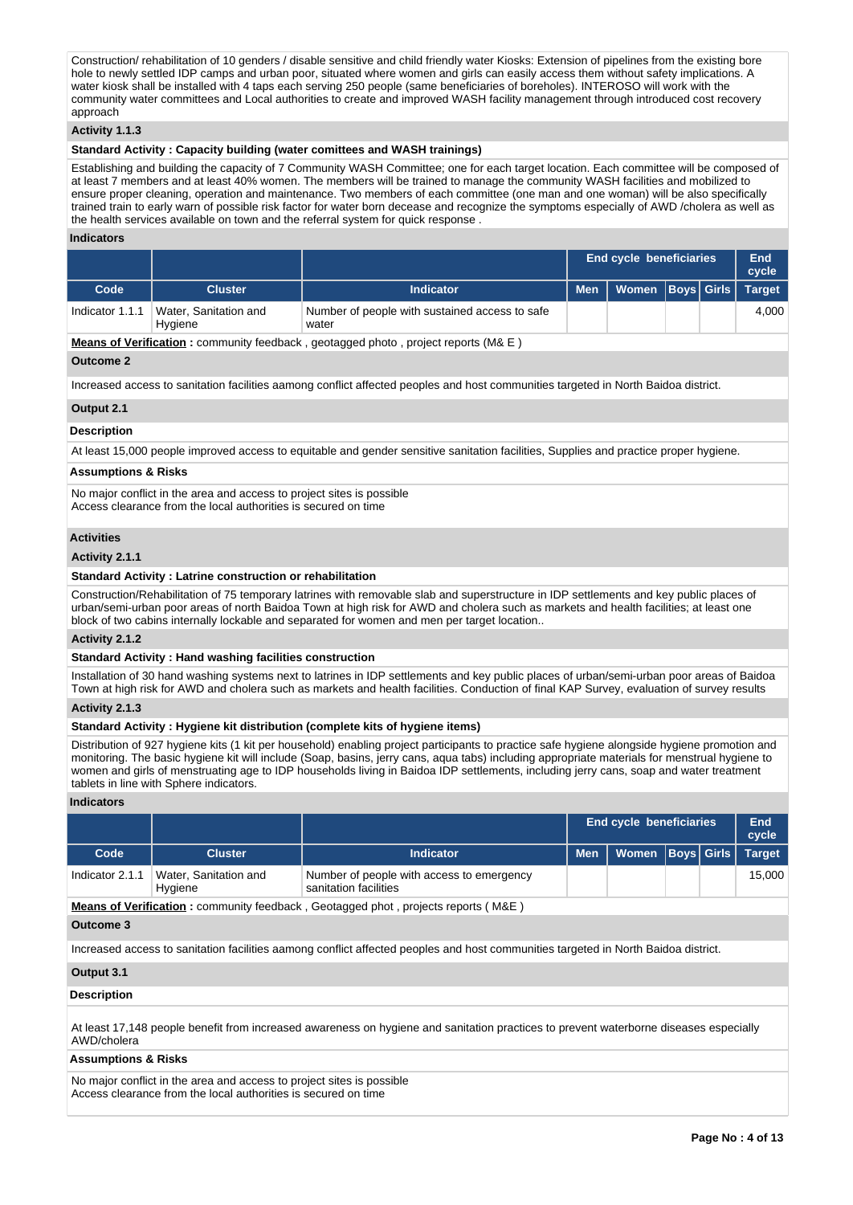Construction/ rehabilitation of 10 genders / disable sensitive and child friendly water Kiosks: Extension of pipelines from the existing bore hole to newly settled IDP camps and urban poor, situated where women and girls can easily access them without safety implications. A water kiosk shall be installed with 4 taps each serving 250 people (same beneficiaries of boreholes). INTEROSO will work with the community water committees and Local authorities to create and improved WASH facility management through introduced cost recovery approach

**Activity 1.1.3**

**Standard Activity : Capacity building (water comittees and WASH trainings)**

Establishing and building the capacity of 7 Community WASH Committee; one for each target location. Each committee will be composed of at least 7 members and at least 40% women. The members will be trained to manage the community WASH facilities and mobilized to ensure proper cleaning, operation and maintenance. Two members of each committee (one man and one woman) will be also specifically trained train to early warn of possible risk factor for water born decease and recognize the symptoms especially of AWD /cholera as well as the health services available on town and the referral system for quick response .

**Indicators**

| | | | End cycle beneficiaries | | | | End cycle |
|---|---|---|---|---|---|---|---|
| **Code** | **Cluster** | **Indicator** | **Men** | **Women** | **Boys** | **Girls** | **Target** |
| Indicator 1.1.1 | Water, Sanitation and Hygiene | Number of people with sustained access to safe water | | | | | 4,000 |

**Means of Verification :** community feedback , geotagged photo , project reports (M& E )

**Outcome 2**

Increased access to sanitation facilities aamong conflict affected peoples and host communities targeted in North Baidoa district.

**Output 2.1**

**Description**

At least 15,000 people improved access to equitable and gender sensitive sanitation facilities, Supplies and practice proper hygiene.

**Assumptions & Risks**

No major conflict in the area and access to project sites is possible
Access clearance from the local authorities is secured on time

**Activities**

**Activity 2.1.1**

**Standard Activity : Latrine construction or rehabilitation**

Construction/Rehabilitation of 75 temporary latrines with removable slab and superstructure in IDP settlements and key public places of urban/semi-urban poor areas of north Baidoa Town at high risk for AWD and cholera such as markets and health facilities; at least one block of two cabins internally lockable and separated for women and men per target location..

**Activity 2.1.2**

**Standard Activity : Hand washing facilities construction**

Installation of 30 hand washing systems next to latrines in IDP settlements and key public places of urban/semi-urban poor areas of Baidoa Town at high risk for AWD and cholera such as markets and health facilities. Conduction of final KAP Survey, evaluation of survey results

**Activity 2.1.3**

**Standard Activity : Hygiene kit distribution (complete kits of hygiene items)**

Distribution of 927 hygiene kits (1 kit per household) enabling project participants to practice safe hygiene alongside hygiene promotion and monitoring. The basic hygiene kit will include (Soap, basins, jerry cans, aqua tabs) including appropriate materials for menstrual hygiene to women and girls of menstruating age to IDP households living in Baidoa IDP settlements, including jerry cans, soap and water treatment tablets in line with Sphere indicators.

**Indicators**

| | | | End cycle beneficiaries | | | | End cycle |
|---|---|---|---|---|---|---|---|
| **Code** | **Cluster** | **Indicator** | **Men** | **Women** | **Boys** | **Girls** | **Target** |
| Indicator 2.1.1 | Water, Sanitation and Hygiene | Number of people with access to emergency sanitation facilities | | | | | 15,000 |

**Means of Verification :** community feedback , Geotagged phot , projects reports ( M&E )

**Outcome 3**

Increased access to sanitation facilities aamong conflict affected peoples and host communities targeted in North Baidoa district.

**Output 3.1**

**Description**

At least 17,148 people benefit from increased awareness on hygiene and sanitation practices to prevent waterborne diseases especially AWD/cholera

**Assumptions & Risks**

No major conflict in the area and access to project sites is possible
Access clearance from the local authorities is secured on time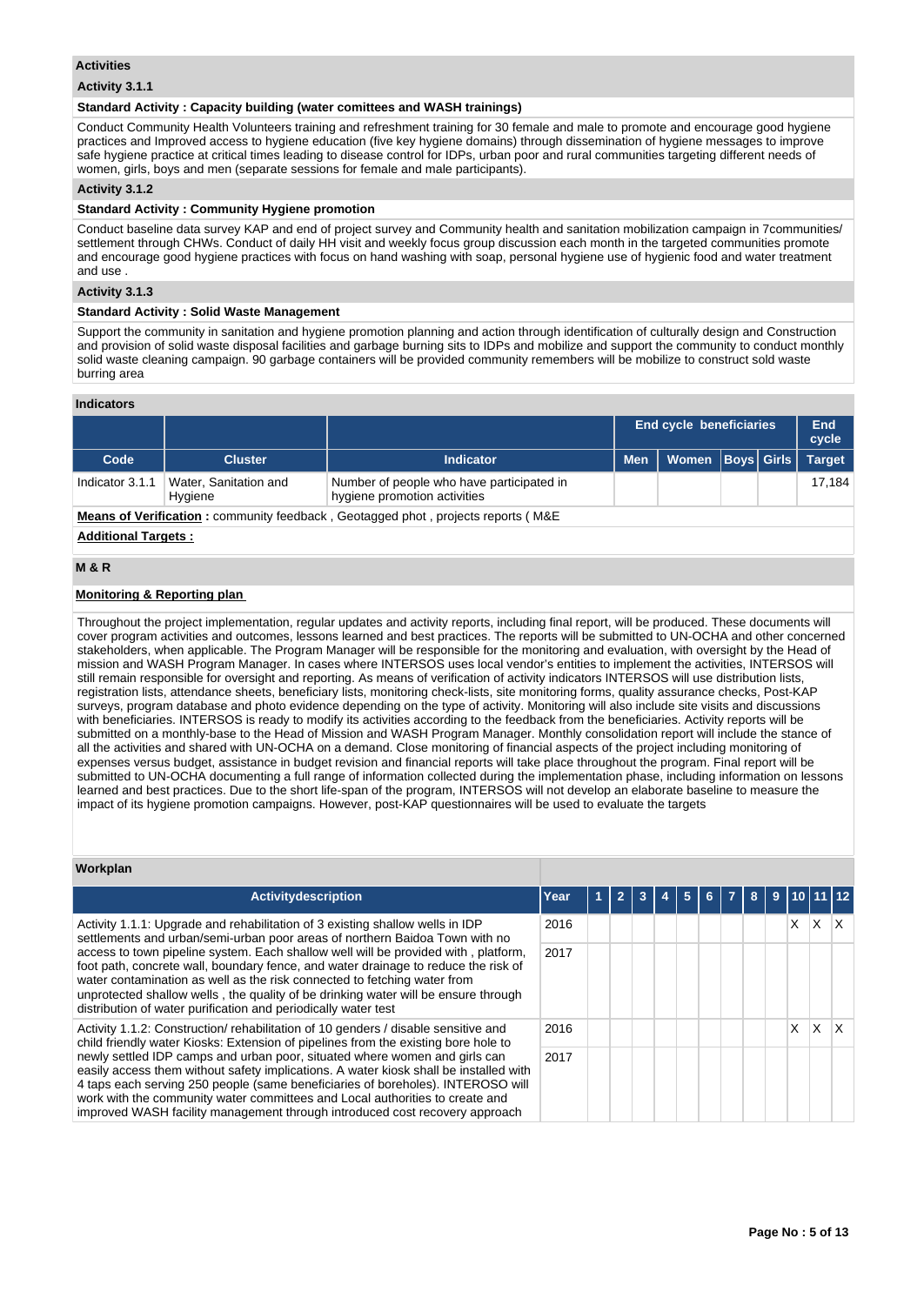## Activities

### Activity 3.1.1

**Standard Activity : Capacity building (water comittees and WASH trainings)**

Conduct Community Health Volunteers training and refreshment training for 30 female and male to promote and encourage good hygiene practices and Improved access to hygiene education (five key hygiene domains) through dissemination of hygiene messages to improve safe hygiene practice at critical times leading to disease control for IDPs, urban poor and rural communities targeting different needs of women, girls, boys and men (separate sessions for female and male participants).

### Activity 3.1.2

**Standard Activity : Community Hygiene promotion**

Conduct baseline data survey KAP and end of project survey and Community health and sanitation mobilization campaign in 7communities/ settlement through CHWs. Conduct of daily HH visit and weekly focus group discussion each month in the targeted communities promote and encourage good hygiene practices with focus on hand washing with soap, personal hygiene use of hygienic food and water treatment and use .

### Activity 3.1.3

**Standard Activity : Solid Waste Management**

Support the community in sanitation and hygiene promotion planning and action through identification of culturally design and Construction and provision of solid waste disposal facilities and garbage burning sits to IDPs and mobilize and support the community to conduct monthly solid waste cleaning campaign. 90 garbage containers will be provided community remembers will be mobilize to construct sold waste burring area

## Indicators

| | | | End cycle beneficiaries | | | | End cycle |
|---|---|---|---|---|---|---|---|
| **Code** | **Cluster** | **Indicator** | **Men** | **Women** | **Boys** | **Girls** | **Target** |
| Indicator 3.1.1 | Water, Sanitation and Hygiene | Number of people who have participated in hygiene promotion activities | | | | | 17,184 |

**Means of Verification :** community feedback , Geotagged phot , projects reports ( M&E

**Additional Targets :**

## M & R

**Monitoring & Reporting plan**

Throughout the project implementation, regular updates and activity reports, including final report, will be produced. These documents will cover program activities and outcomes, lessons learned and best practices. The reports will be submitted to UN-OCHA and other concerned stakeholders, when applicable. The Program Manager will be responsible for the monitoring and evaluation, with oversight by the Head of mission and WASH Program Manager. In cases where INTERSOS uses local vendor's entities to implement the activities, INTERSOS will still remain responsible for oversight and reporting. As means of verification of activity indicators INTERSOS will use distribution lists, registration lists, attendance sheets, beneficiary lists, monitoring check-lists, site monitoring forms, quality assurance checks, Post-KAP surveys, program database and photo evidence depending on the type of activity. Monitoring will also include site visits and discussions with beneficiaries. INTERSOS is ready to modify its activities according to the feedback from the beneficiaries. Activity reports will be submitted on a monthly-base to the Head of Mission and WASH Program Manager. Monthly consolidation report will include the stance of all the activities and shared with UN-OCHA on a demand. Close monitoring of financial aspects of the project including monitoring of expenses versus budget, assistance in budget revision and financial reports will take place throughout the program. Final report will be submitted to UN-OCHA documenting a full range of information collected during the implementation phase, including information on lessons learned and best practices. Due to the short life-span of the program, INTERSOS will not develop an elaborate baseline to measure the impact of its hygiene promotion campaigns. However, post-KAP questionnaires will be used to evaluate the targets

## Workplan

| Activitydescription | Year | 1 | 2 | 3 | 4 | 5 | 6 | 7 | 8 | 9 | 10 | 11 | 12 |
|---|---|---|---|---|---|---|---|---|---|---|---|---|---|
| Activity 1.1.1: Upgrade and rehabilitation of 3 existing shallow wells in IDP settlements and urban/semi-urban poor areas of northern Baidoa Town with no access to town pipeline system. Each shallow well will be provided with , platform, foot path, concrete wall, boundary fence, and water drainage to reduce the risk of water contamination as well as the risk connected to fetching water from unprotected shallow wells , the quality of be drinking water will be ensure through distribution of water purification and periodically water test | 2016 | | | | | | | | | | X | X | X |
| | 2017 | | | | | | | | | | | | |
| Activity 1.1.2: Construction/ rehabilitation of 10 genders / disable sensitive and child friendly water Kiosks: Extension of pipelines from the existing bore hole to newly settled IDP camps and urban poor, situated where women and girls can easily access them without safety implications. A water kiosk shall be installed with 4 taps each serving 250 people (same beneficiaries of boreholes). INTEROSO will work with the community water committees and Local authorities to create and improved WASH facility management through introduced cost recovery approach | 2016 | | | | | | | | | | X | X | X |
| | 2017 | | | | | | | | | | | | |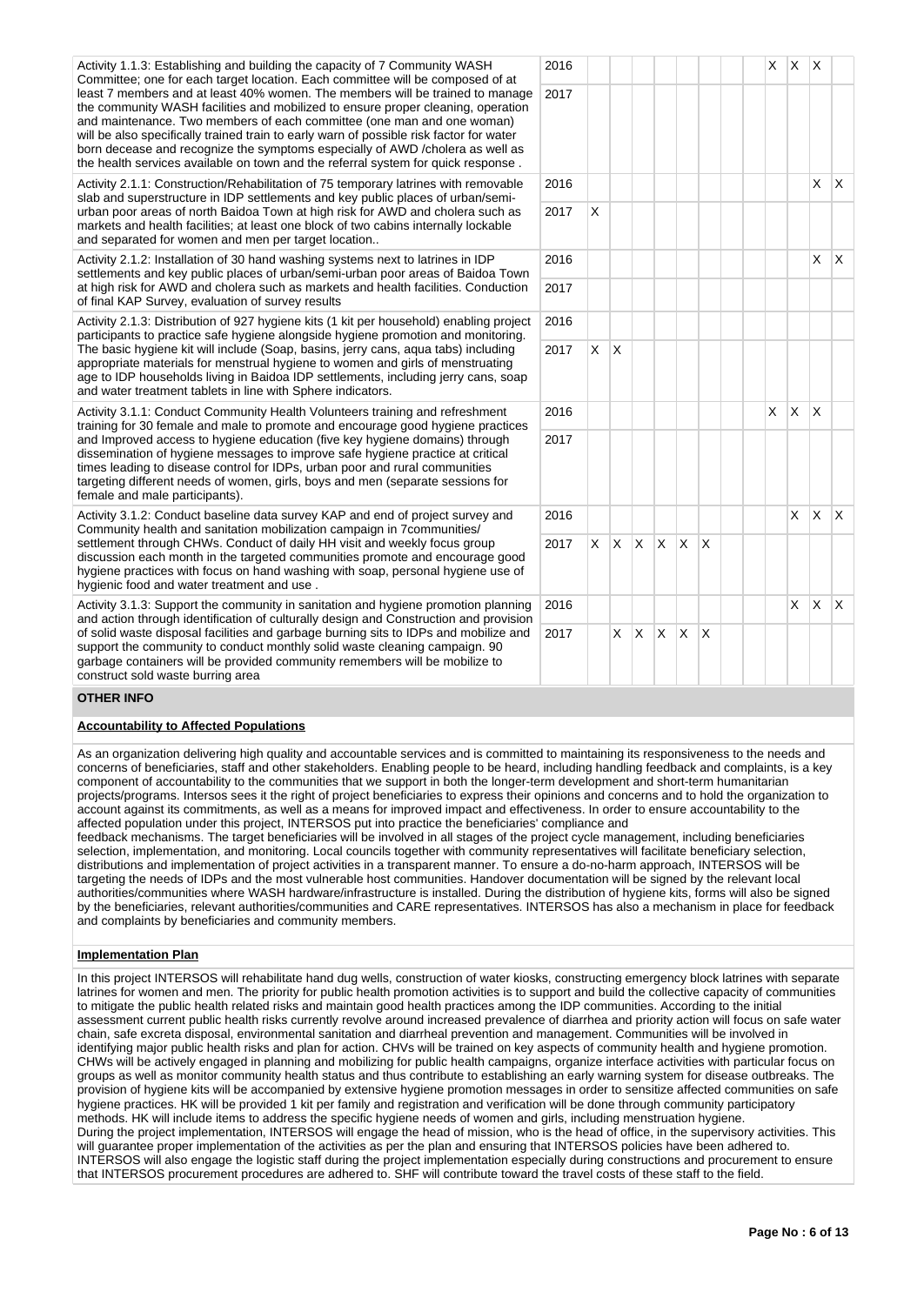| Activity | Year | 1 | 2 | 3 | 4 | 5 | 6 | 7 | 8 | 9 | 10 | 11 | 12 |
|---|---|---|---|---|---|---|---|---|---|---|---|---|---|
| Activity 1.1.3: Establishing and building the capacity of 7 Community WASH Committee; one for each target location. Each committee will be composed of at least 7 members and at least 40% women. The members will be trained to manage the community WASH facilities and mobilized to ensure proper cleaning, operation and maintenance. Two members of each committee (one man and one woman) will be also specifically trained train to early warn of possible risk factor for water born decease and recognize the symptoms especially of AWD /cholera as well as the health services available on town and the referral system for quick response . | 2016 | | | | | | | | | X | X | X | |
| | 2017 | | | | | | | | | | | | |
| Activity 2.1.1: Construction/Rehabilitation of 75 temporary latrines with removable slab and superstructure in IDP settlements and key public places of urban/semi-urban poor areas of north Baidoa Town at high risk for AWD and cholera such as markets and health facilities; at least one block of two cabins internally lockable and separated for women and men per target location.. | 2016 | | | | | | | | | | | X | X |
| | 2017 | X | | | | | | | | | | | |
| Activity 2.1.2: Installation of 30 hand washing systems next to latrines in IDP settlements and key public places of urban/semi-urban poor areas of Baidoa Town at high risk for AWD and cholera such as markets and health facilities. Conduction of final KAP Survey, evaluation of survey results | 2016 | | | | | | | | | | | X | X |
| | 2017 | | | | | | | | | | | | |
| Activity 2.1.3: Distribution of 927 hygiene kits (1 kit per household) enabling project participants to practice safe hygiene alongside hygiene promotion and monitoring. The basic hygiene kit will include (Soap, basins, jerry cans, aqua tabs) including appropriate materials for menstrual hygiene to women and girls of menstruating age to IDP households living in Baidoa IDP settlements, including jerry cans, soap and water treatment tablets in line with Sphere indicators. | 2016 | | | | | | | | | | | | |
| | 2017 | X | X | | | | | | | | | | |
| Activity 3.1.1: Conduct Community Health Volunteers training and refreshment training for 30 female and male to promote and encourage good hygiene practices and Improved access to hygiene education (five key hygiene domains) through dissemination of hygiene messages to improve safe hygiene practice at critical times leading to disease control for IDPs, urban poor and rural communities targeting different needs of women, girls, boys and men (separate sessions for female and male participants). | 2016 | | | | | | | | | X | X | X | |
| | 2017 | | | | | | | | | | | | |
| Activity 3.1.2: Conduct baseline data survey KAP and end of project survey and Community health and sanitation mobilization campaign in 7communities/ settlement through CHWs. Conduct of daily HH visit and weekly focus group discussion each month in the targeted communities promote and encourage good hygiene practices with focus on hand washing with soap, personal hygiene use of hygienic food and water treatment and use . | 2016 | | | | | | | | | | X | X | X |
| | 2017 | X | X | X | X | X | X | | | | | | |
| Activity 3.1.3: Support the community in sanitation and hygiene promotion planning and action through identification of culturally design and Construction and provision of solid waste disposal facilities and garbage burning sits to IDPs and mobilize and support the community to conduct monthly solid waste cleaning campaign. 90 garbage containers will be provided community remembers will be mobilize to construct sold waste burring area | 2016 | | | | | | | | | | X | X | X |
| | 2017 | | X | X | X | X | X | | | | | | |

## OTHER INFO

### Accountability to Affected Populations

As an organization delivering high quality and accountable services and is committed to maintaining its responsiveness to the needs and concerns of beneficiaries, staff and other stakeholders. Enabling people to be heard, including handling feedback and complaints, is a key component of accountability to the communities that we support in both the longer-term development and short-term humanitarian projects/programs. Intersos sees it the right of project beneficiaries to express their opinions and concerns and to hold the organization to account against its commitments, as well as a means for improved impact and effectiveness. In order to ensure accountability to the affected population under this project, INTERSOS put into practice the beneficiaries' compliance and feedback mechanisms. The target beneficiaries will be involved in all stages of the project cycle management, including beneficiaries selection, implementation, and monitoring. Local councils together with community representatives will facilitate beneficiary selection, distributions and implementation of project activities in a transparent manner. To ensure a do-no-harm approach, INTERSOS will be targeting the needs of IDPs and the most vulnerable host communities. Handover documentation will be signed by the relevant local authorities/communities where WASH hardware/infrastructure is installed. During the distribution of hygiene kits, forms will also be signed by the beneficiaries, relevant authorities/communities and CARE representatives. INTERSOS has also a mechanism in place for feedback and complaints by beneficiaries and community members.

### Implementation Plan

In this project INTERSOS will rehabilitate hand dug wells, construction of water kiosks, constructing emergency block latrines with separate latrines for women and men. The priority for public health promotion activities is to support and build the collective capacity of communities to mitigate the public health related risks and maintain good health practices among the IDP communities. According to the initial assessment current public health risks currently revolve around increased prevalence of diarrhea and priority action will focus on safe water chain, safe excreta disposal, environmental sanitation and diarrheal prevention and management. Communities will be involved in identifying major public health risks and plan for action. CHVs will be trained on key aspects of community health and hygiene promotion. CHWs will be actively engaged in planning and mobilizing for public health campaigns, organize interface activities with particular focus on groups as well as monitor community health status and thus contribute to establishing an early warning system for disease outbreaks. The provision of hygiene kits will be accompanied by extensive hygiene promotion messages in order to sensitize affected communities on safe hygiene practices. HK will be provided 1 kit per family and registration and verification will be done through community participatory methods. HK will include items to address the specific hygiene needs of women and girls, including menstruation hygiene.
During the project implementation, INTERSOS will engage the head of mission, who is the head of office, in the supervisory activities. This will guarantee proper implementation of the activities as per the plan and ensuring that INTERSOS policies have been adhered to. INTERSOS will also engage the logistic staff during the project implementation especially during constructions and procurement to ensure that INTERSOS procurement procedures are adhered to. SHF will contribute toward the travel costs of these staff to the field.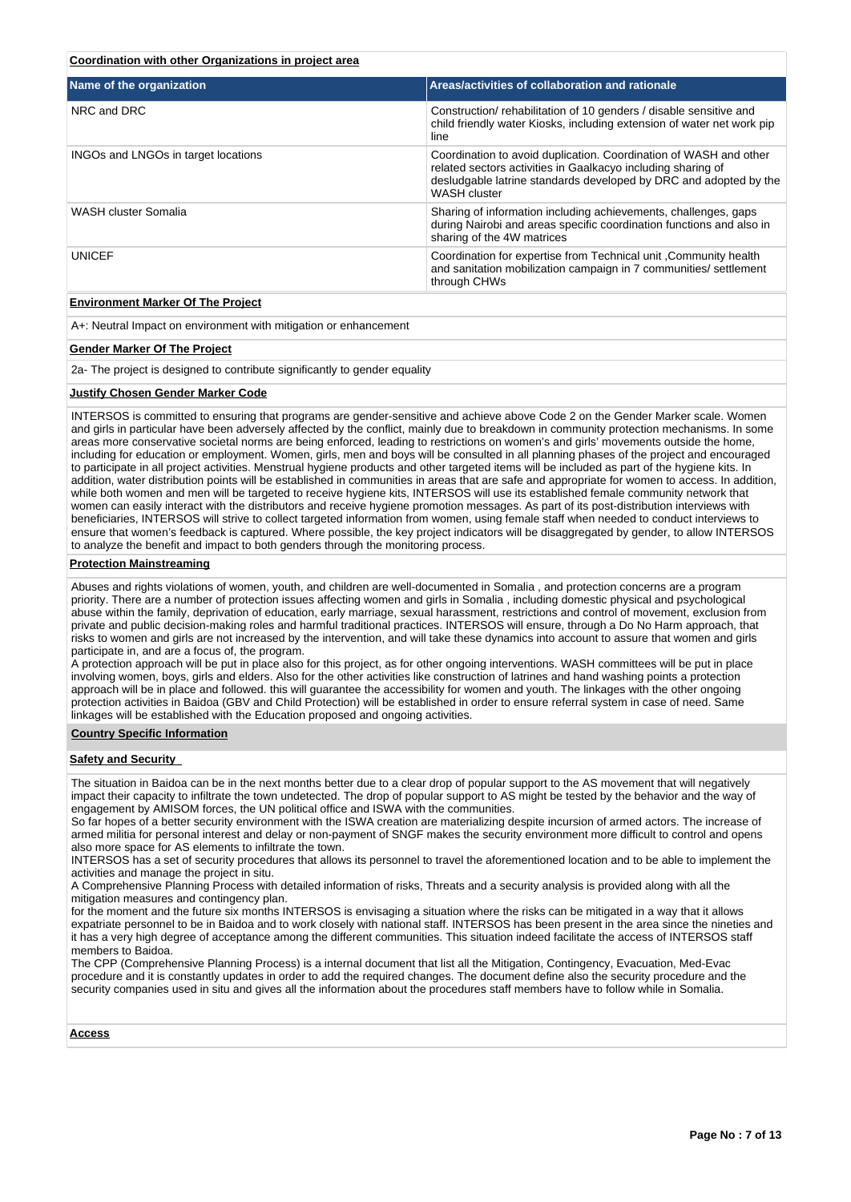**Coordination with other Organizations in project area**

| Name of the organization | Areas/activities of collaboration and rationale |
| --- | --- |
| NRC and DRC | Construction/ rehabilitation of 10 genders / disable sensitive and child friendly water Kiosks, including extension of water net work pip line |
| INGOs and LNGOs in target locations | Coordination to avoid duplication. Coordination of WASH and other related sectors activities in Gaalkacyo including sharing of desludgable latrine standards developed by DRC and adopted by the WASH cluster |
| WASH cluster Somalia | Sharing of information including achievements, challenges, gaps during Nairobi and areas specific coordination functions and also in sharing of the 4W matrices |
| UNICEF | Coordination for expertise from Technical unit ,Community health and sanitation mobilization campaign in 7 communities/ settlement through CHWs |

**Environment Marker Of The Project**

A+: Neutral Impact on environment with mitigation or enhancement

**Gender Marker Of The Project**

2a- The project is designed to contribute significantly to gender equality

**Justify Chosen Gender Marker Code**

INTERSOS is committed to ensuring that programs are gender-sensitive and achieve above Code 2 on the Gender Marker scale. Women and girls in particular have been adversely affected by the conflict, mainly due to breakdown in community protection mechanisms. In some areas more conservative societal norms are being enforced, leading to restrictions on women's and girls' movements outside the home, including for education or employment. Women, girls, men and boys will be consulted in all planning phases of the project and encouraged to participate in all project activities. Menstrual hygiene products and other targeted items will be included as part of the hygiene kits. In addition, water distribution points will be established in communities in areas that are safe and appropriate for women to access. In addition, while both women and men will be targeted to receive hygiene kits, INTERSOS will use its established female community network that women can easily interact with the distributors and receive hygiene promotion messages. As part of its post-distribution interviews with beneficiaries, INTERSOS will strive to collect targeted information from women, using female staff when needed to conduct interviews to ensure that women's feedback is captured. Where possible, the key project indicators will be disaggregated by gender, to allow INTERSOS to analyze the benefit and impact to both genders through the monitoring process.

**Protection Mainstreaming**

Abuses and rights violations of women, youth, and children are well-documented in Somalia , and protection concerns are a program priority. There are a number of protection issues affecting women and girls in Somalia , including domestic physical and psychological abuse within the family, deprivation of education, early marriage, sexual harassment, restrictions and control of movement, exclusion from private and public decision-making roles and harmful traditional practices. INTERSOS will ensure, through a Do No Harm approach, that risks to women and girls are not increased by the intervention, and will take these dynamics into account to assure that women and girls participate in, and are a focus of, the program.
A protection approach will be put in place also for this project, as for other ongoing interventions. WASH committees will be put in place involving women, boys, girls and elders. Also for the other activities like construction of latrines and hand washing points a protection approach will be in place and followed. this will guarantee the accessibility for women and youth. The linkages with the other ongoing protection activities in Baidoa (GBV and Child Protection) will be established in order to ensure referral system in case of need. Same linkages will be established with the Education proposed and ongoing activities.

**Country Specific Information**

**Safety and Security**

The situation in Baidoa can be in the next months better due to a clear drop of popular support to the AS movement that will negatively impact their capacity to infiltrate the town undetected. The drop of popular support to AS might be tested by the behavior and the way of engagement by AMISOM forces, the UN political office and ISWA with the communities.
So far hopes of a better security environment with the ISWA creation are materializing despite incursion of armed actors. The increase of armed militia for personal interest and delay or non-payment of SNGF makes the security environment more difficult to control and opens also more space for AS elements to infiltrate the town.
INTERSOS has a set of security procedures that allows its personnel to travel the aforementioned location and to be able to implement the activities and manage the project in situ.
A Comprehensive Planning Process with detailed information of risks, Threats and a security analysis is provided along with all the mitigation measures and contingency plan.
for the moment and the future six months INTERSOS is envisaging a situation where the risks can be mitigated in a way that it allows expatriate personnel to be in Baidoa and to work closely with national staff. INTERSOS has been present in the area since the nineties and it has a very high degree of acceptance among the different communities. This situation indeed facilitate the access of INTERSOS staff members to Baidoa.
The CPP (Comprehensive Planning Process) is a internal document that list all the Mitigation, Contingency, Evacuation, Med-Evac procedure and it is constantly updates in order to add the required changes. The document define also the security procedure and the security companies used in situ and gives all the information about the procedures staff members have to follow while in Somalia.

**Access**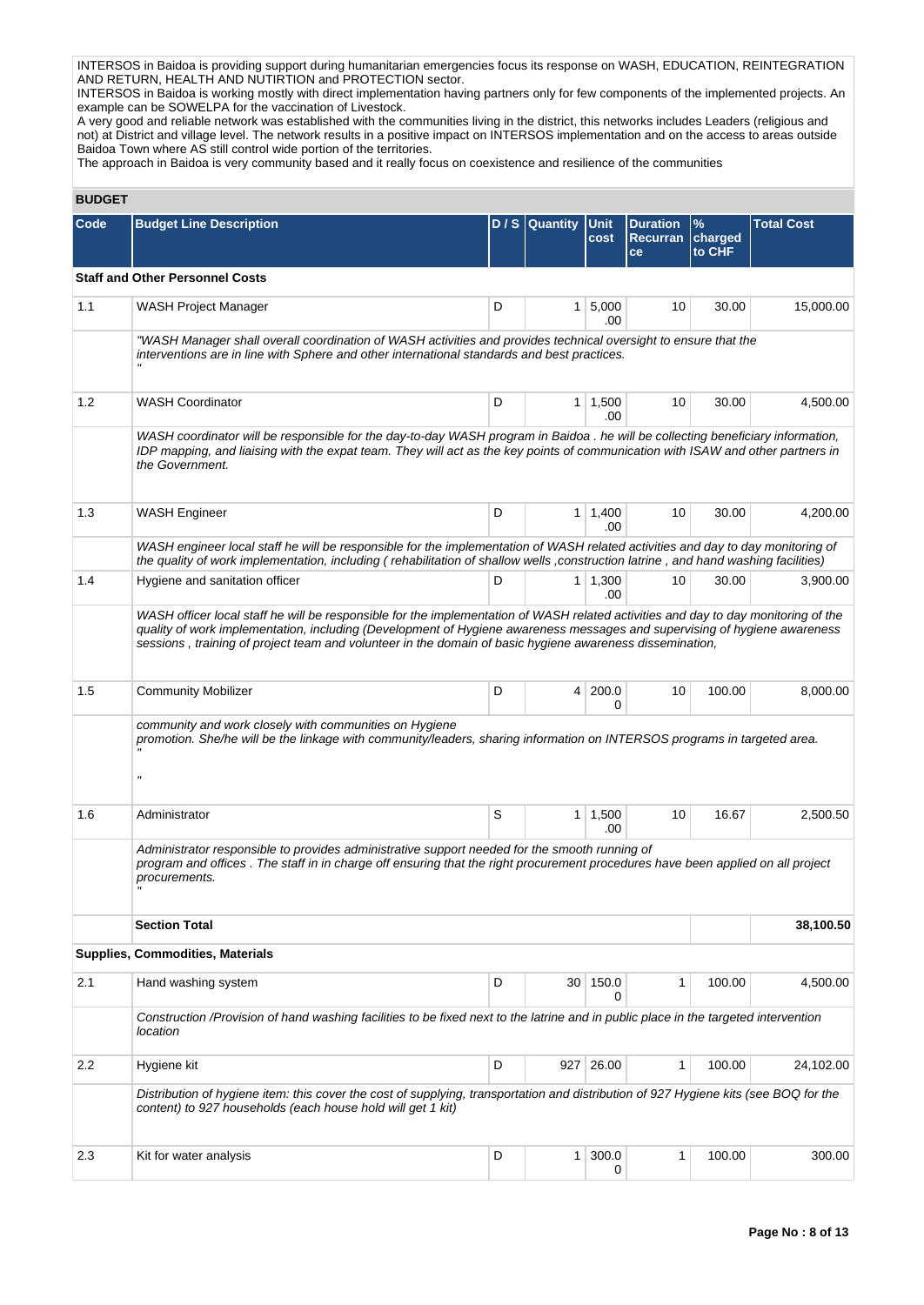INTERSOS in Baidoa is providing support during humanitarian emergencies focus its response on WASH, EDUCATION, REINTEGRATION AND RETURN, HEALTH AND NUTIRTION and PROTECTION sector.
INTERSOS in Baidoa is working mostly with direct implementation having partners only for few components of the implemented projects. An example can be SOWELPA for the vaccination of Livestock.
A very good and reliable network was established with the communities living in the district, this networks includes Leaders (religious and not) at District and village level. The network results in a positive impact on INTERSOS implementation and on the access to areas outside Baidoa Town where AS still control wide portion of the territories.
The approach in Baidoa is very community based and it really focus on coexistence and resilience of the communities

## BUDGET

| Code | Budget Line Description | D / S | Quantity | Unit cost | Duration Recurrance | % charged to CHF | Total Cost |
|---|---|---|---|---|---|---|---|
| **Staff and Other Personnel Costs** | | | | | | | |
| 1.1 | WASH Project Manager | D | 1 | 5,000.00 | 10 | 30.00 | 15,000.00 |
| | *"WASH Manager shall overall coordination of WASH activities and provides technical oversight to ensure that the interventions are in line with Sphere and other international standards and best practices. "* | | | | | | |
| 1.2 | WASH Coordinator | D | 1 | 1,500.00 | 10 | 30.00 | 4,500.00 |
| | *WASH coordinator will be responsible for the day-to-day WASH program in Baidoa . he will be collecting beneficiary information, IDP mapping, and liaising with the expat team. They will act as the key points of communication with ISAW and other partners in the Government.* | | | | | | |
| 1.3 | WASH Engineer | D | 1 | 1,400.00 | 10 | 30.00 | 4,200.00 |
| | *WASH engineer local staff he will be responsible for the implementation of WASH related activities and day to day monitoring of the quality of work implementation, including ( rehabilitation of shallow wells ,construction latrine , and hand washing facilities)* | | | | | | |
| 1.4 | Hygiene and sanitation officer | D | 1 | 1,300.00 | 10 | 30.00 | 3,900.00 |
| | *WASH officer local staff he will be responsible for the implementation of WASH related activities and day to day monitoring of the quality of work implementation, including (Development of Hygiene awareness messages and supervising of hygiene awareness sessions , training of project team and volunteer in the domain of basic hygiene awareness dissemination,* | | | | | | |
| 1.5 | Community Mobilizer | D | 4 | 200.00 | 10 | 100.00 | 8,000.00 |
| | *community and work closely with communities on Hygiene promotion. She/he will be the linkage with community/leaders, sharing information on INTERSOS programs in targeted area. " "* | | | | | | |
| 1.6 | Administrator | S | 1 | 1,500.00 | 10 | 16.67 | 2,500.50 |
| | *Administrator responsible to provides administrative support needed for the smooth running of program and offices . The staff in in charge off ensuring that the right procurement procedures have been applied on all project procurements. "* | | | | | | |
| | **Section Total** | | | | | | **38,100.50** |
| **Supplies, Commodities, Materials** | | | | | | | |
| 2.1 | Hand washing system | D | 30 | 150.00 | 1 | 100.00 | 4,500.00 |
| | *Construction /Provision of hand washing facilities to be fixed next to the latrine and in public place in the targeted intervention location* | | | | | | |
| 2.2 | Hygiene kit | D | 927 | 26.00 | 1 | 100.00 | 24,102.00 |
| | *Distribution of hygiene item: this cover the cost of supplying, transportation and distribution of 927 Hygiene kits (see BOQ for the content) to 927 households (each house hold will get 1 kit)* | | | | | | |
| 2.3 | Kit for water analysis | D | 1 | 300.00 | 1 | 100.00 | 300.00 |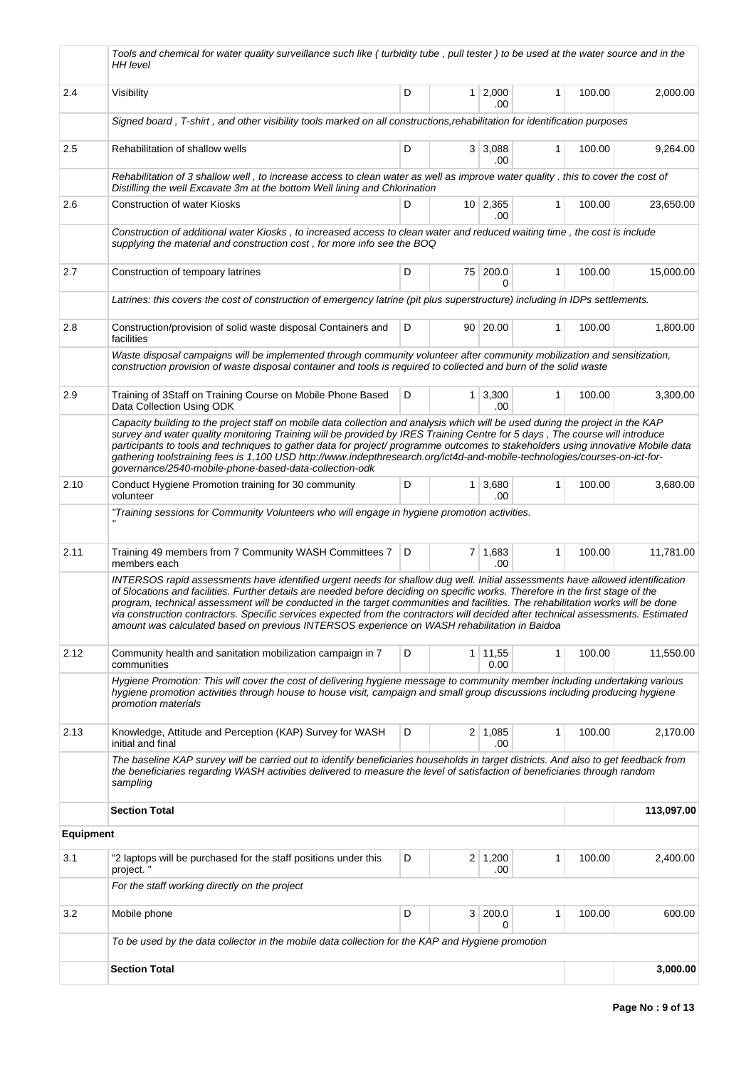| | | | | | | | |
|---|---|---|---|---|---|---|---|
| | Tools and chemical for water quality surveillance such like ( turbidity tube , pull tester ) to be used at the water source and in the HH level | | | | | | |
| 2.4 | Visibility | D | 1 | 2,000.00 | 1 | 100.00 | 2,000.00 |
| | Signed board , T-shirt , and other visibility tools marked on all constructions,rehabilitation for identification purposes | | | | | | |
| 2.5 | Rehabilitation of shallow wells | D | 3 | 3,088.00 | 1 | 100.00 | 9,264.00 |
| | Rehabilitation of 3 shallow well , to increase access to clean water as well as improve water quality . this to cover the cost of Distilling the well Excavate 3m at the bottom Well lining and Chlorination | | | | | | |
| 2.6 | Construction of water Kiosks | D | 10 | 2,365.00 | 1 | 100.00 | 23,650.00 |
| | Construction of additional water Kiosks , to increased access to clean water and reduced waiting time , the cost is include supplying the material and construction cost , for more info see the BOQ | | | | | | |
| 2.7 | Construction of tempoary latrines | D | 75 | 200.00 | 1 | 100.00 | 15,000.00 |
| | Latrines: this covers the cost of construction of emergency latrine (pit plus superstructure) including in IDPs settlements. | | | | | | |
| 2.8 | Construction/provision of solid waste disposal Containers and facilities | D | 90 | 20.00 | 1 | 100.00 | 1,800.00 |
| | Waste disposal campaigns will be implemented through community volunteer after community mobilization and sensitization, construction provision of waste disposal container and tools is required to collected and burn of the solid waste | | | | | | |
| 2.9 | Training of 3Staff on Training Course on Mobile Phone Based Data Collection Using ODK | D | 1 | 3,300.00 | 1 | 100.00 | 3,300.00 |
| | Capacity building to the project staff on mobile data collection and analysis which will be used during the project in the KAP survey and water quality monitoring Training will be provided by IRES Training Centre for 5 days , The course will introduce participants to tools and techniques to gather data for project/ programme outcomes to stakeholders using innovative Mobile data gathering toolstraining fees is 1,100 USD http://www.indepthresearch.org/ict4d-and-mobile-technologies/courses-on-ict-for-governance/2540-mobile-phone-based-data-collection-odk | | | | | | |
| 2.10 | Conduct Hygiene Promotion training for 30 community volunteer | D | 1 | 3,680.00 | 1 | 100.00 | 3,680.00 |
| | "Training sessions for Community Volunteers who will engage in hygiene promotion activities. " | | | | | | |
| 2.11 | Training 49 members from 7 Community WASH Committees 7 members each | D | 7 | 1,683.00 | 1 | 100.00 | 11,781.00 |
| | INTERSOS rapid assessments have identified urgent needs for shallow dug well. Initial assessments have allowed identification of 5locations and facilities. Further details are needed before deciding on specific works. Therefore in the first stage of the program, technical assessment will be conducted in the target communities and facilities. The rehabilitation works will be done via construction contractors. Specific services expected from the contractors will decided after technical assessments. Estimated amount was calculated based on previous INTERSOS experience on WASH rehabilitation in Baidoa | | | | | | |
| 2.12 | Community health and sanitation mobilization campaign in 7 communities | D | 1 | 11,550.00 | 1 | 100.00 | 11,550.00 |
| | Hygiene Promotion: This will cover the cost of delivering hygiene message to community member including undertaking various hygiene promotion activities through house to house visit, campaign and small group discussions including producing hygiene promotion materials | | | | | | |
| 2.13 | Knowledge, Attitude and Perception (KAP) Survey for WASH initial and final | D | 2 | 1,085.00 | 1 | 100.00 | 2,170.00 |
| | The baseline KAP survey will be carried out to identify beneficiaries households in target districts. And also to get feedback from the beneficiaries regarding WASH activities delivered to measure the level of satisfaction of beneficiaries through random sampling | | | | | | |
| | **Section Total** | | | | | | **113,097.00** |
| **Equipment** | | | | | | | |
| 3.1 | "2 laptops will be purchased for the staff positions under this project. " | D | 2 | 1,200.00 | 1 | 100.00 | 2,400.00 |
| | For the staff working directly on the project | | | | | | |
| 3.2 | Mobile phone | D | 3 | 200.00 | 1 | 100.00 | 600.00 |
| | To be used by the data collector in the mobile data collection for the KAP and Hygiene promotion | | | | | | |
| | **Section Total** | | | | | | **3,000.00** |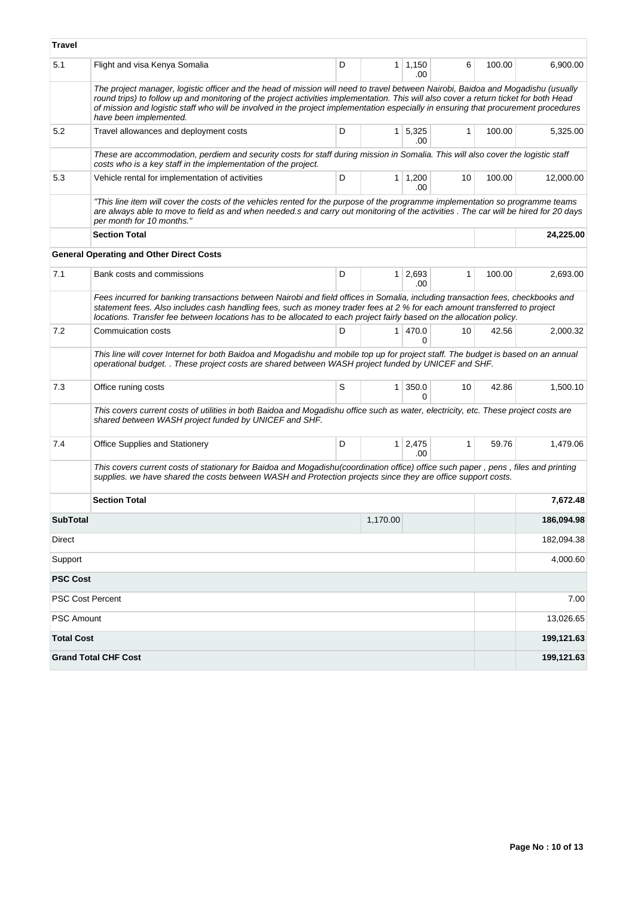| | | | | | | | |
|---|---|---|---|---|---|---|---|
| **Travel** | | | | | | | |
| 5.1 | Flight and visa Kenya Somalia | D | 1 | 1,150.00 | 6 | 100.00 | 6,900.00 |
| | *The project manager, logistic officer and the head of mission will need to travel between Nairobi, Baidoa and Mogadishu (usually round trips) to follow up and monitoring of the project activities implementation. This will also cover a return ticket for both Head of mission and logistic staff who will be involved in the project implementation especially in ensuring that procurement procedures have been implemented.* | | | | | | |
| 5.2 | Travel allowances and deployment costs | D | 1 | 5,325.00 | 1 | 100.00 | 5,325.00 |
| | *These are accommodation, perdiem and security costs for staff during mission in Somalia. This will also cover the logistic staff costs who is a key staff in the implementation of the project.* | | | | | | |
| 5.3 | Vehicle rental for implementation of activities | D | 1 | 1,200.00 | 10 | 100.00 | 12,000.00 |
| | *"This line item will cover the costs of the vehicles rented for the purpose of the programme implementation so programme teams are always able to move to field as and when needed.s and carry out monitoring of the activities . The car will be hired for 20 days per month for 10 months."* | | | | | | |
| | **Section Total** | | | | | | **24,225.00** |
| | **General Operating and Other Direct Costs** | | | | | | |
| 7.1 | Bank costs and commissions | D | 1 | 2,693.00 | 1 | 100.00 | 2,693.00 |
| | *Fees incurred for banking transactions between Nairobi and field offices in Somalia, including transaction fees, checkbooks and statement fees. Also includes cash handling fees, such as money trader fees at 2 % for each amount transferred to project locations. Transfer fee between locations has to be allocated to each project fairly based on the allocation policy.* | | | | | | |
| 7.2 | Commuication costs | D | 1 | 470.00 | 10 | 42.56 | 2,000.32 |
| | *This line will cover Internet for both Baidoa and Mogadishu and mobile top up for project staff. The budget is based on an annual operational budget. . These project costs are shared between WASH project funded by UNICEF and SHF.* | | | | | | |
| 7.3 | Office runing costs | S | 1 | 350.00 | 10 | 42.86 | 1,500.10 |
| | *This covers current costs of utilities in both Baidoa and Mogadishu office such as water, electricity, etc. These project costs are shared between WASH project funded by UNICEF and SHF.* | | | | | | |
| 7.4 | Office Supplies and Stationery | D | 1 | 2,475.00 | 1 | 59.76 | 1,479.06 |
| | *This covers current costs of stationary for Baidoa and Mogadishu(coordination office) office such paper , pens , files and printing supplies. we have shared the costs between WASH and Protection projects since they are office support costs.* | | | | | | |
| | **Section Total** | | | | | | **7,672.48** |
| **SubTotal** | | | 1,170.00 | | | | **186,094.98** |
| Direct | | | | | | | 182,094.38 |
| Support | | | | | | | 4,000.60 |
| **PSC Cost** | | | | | | | |
| PSC Cost Percent | | | | | | | 7.00 |
| PSC Amount | | | | | | | 13,026.65 |
| **Total Cost** | | | | | | | **199,121.63** |
| **Grand Total CHF Cost** | | | | | | | **199,121.63** |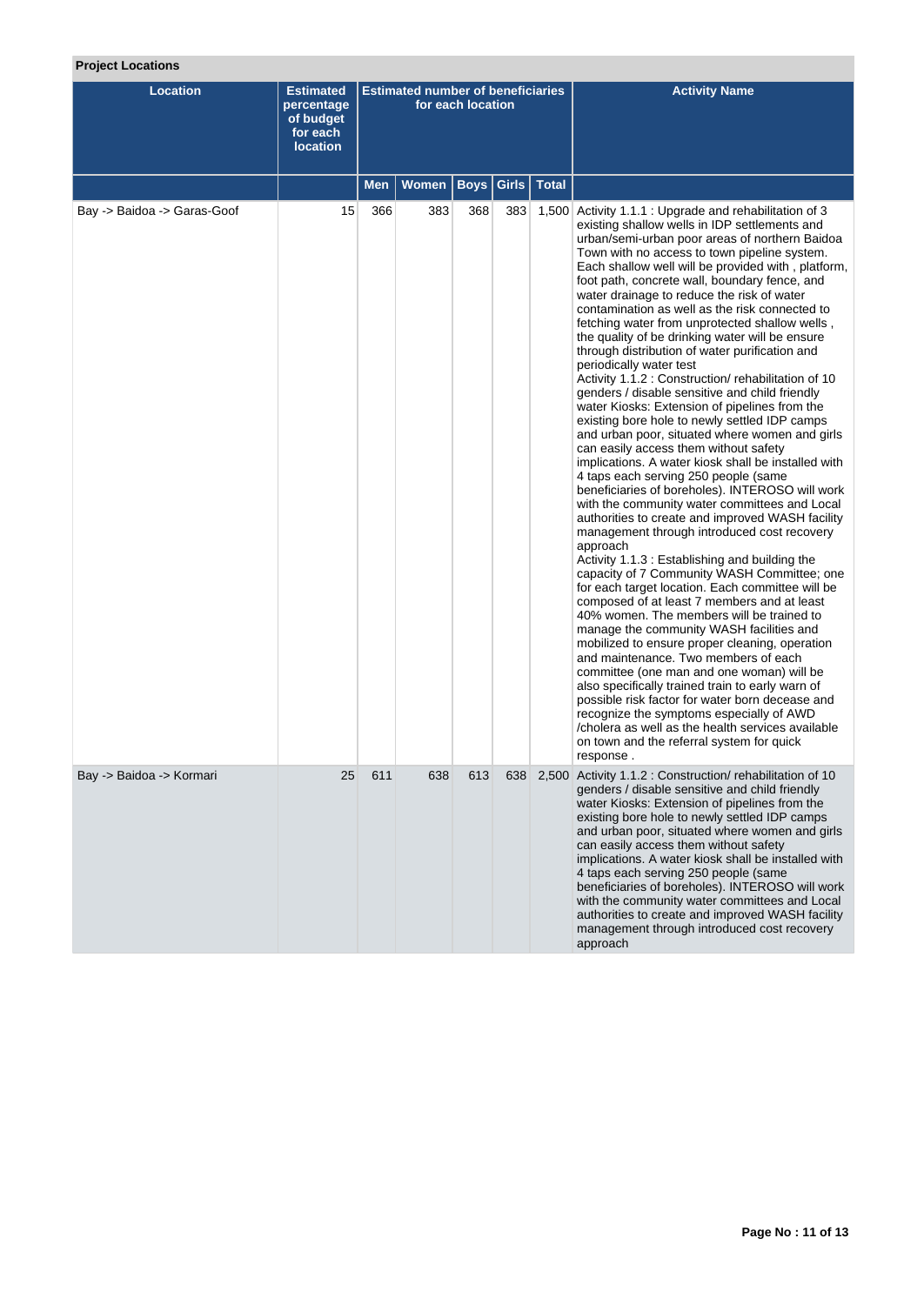**Project Locations**

| Location | Estimated percentage of budget for each location | Estimated number of beneficiaries for each location | | | | | Activity Name |
|---|---|---|---|---|---|---|---|
| | | Men | Women | Boys | Girls | Total | |
| Bay -> Baidoa -> Garas-Goof | 15 | 366 | 383 | 368 | 383 | 1,500 | Activity 1.1.1 : Upgrade and rehabilitation of 3 existing shallow wells in IDP settlements and urban/semi-urban poor areas of northern Baidoa Town with no access to town pipeline system. Each shallow well will be provided with , platform, foot path, concrete wall, boundary fence, and water drainage to reduce the risk of water contamination as well as the risk connected to fetching water from unprotected shallow wells , the quality of be drinking water will be ensure through distribution of water purification and periodically water test<br>Activity 1.1.2 : Construction/ rehabilitation of 10 genders / disable sensitive and child friendly water Kiosks: Extension of pipelines from the existing bore hole to newly settled IDP camps and urban poor, situated where women and girls can easily access them without safety implications. A water kiosk shall be installed with 4 taps each serving 250 people (same beneficiaries of boreholes). INTEROSO will work with the community water committees and Local authorities to create and improved WASH facility management through introduced cost recovery approach<br>Activity 1.1.3 : Establishing and building the capacity of 7 Community WASH Committee; one for each target location. Each committee will be composed of at least 7 members and at least 40% women. The members will be trained to manage the community WASH facilities and mobilized to ensure proper cleaning, operation and maintenance. Two members of each committee (one man and one woman) will be also specifically trained train to early warn of possible risk factor for water born decease and recognize the symptoms especially of AWD /cholera as well as the health services available on town and the referral system for quick response . |
| Bay -> Baidoa -> Kormari | 25 | 611 | 638 | 613 | 638 | 2,500 | Activity 1.1.2 : Construction/ rehabilitation of 10 genders / disable sensitive and child friendly water Kiosks: Extension of pipelines from the existing bore hole to newly settled IDP camps and urban poor, situated where women and girls can easily access them without safety implications. A water kiosk shall be installed with 4 taps each serving 250 people (same beneficiaries of boreholes). INTEROSO will work with the community water committees and Local authorities to create and improved WASH facility management through introduced cost recovery approach |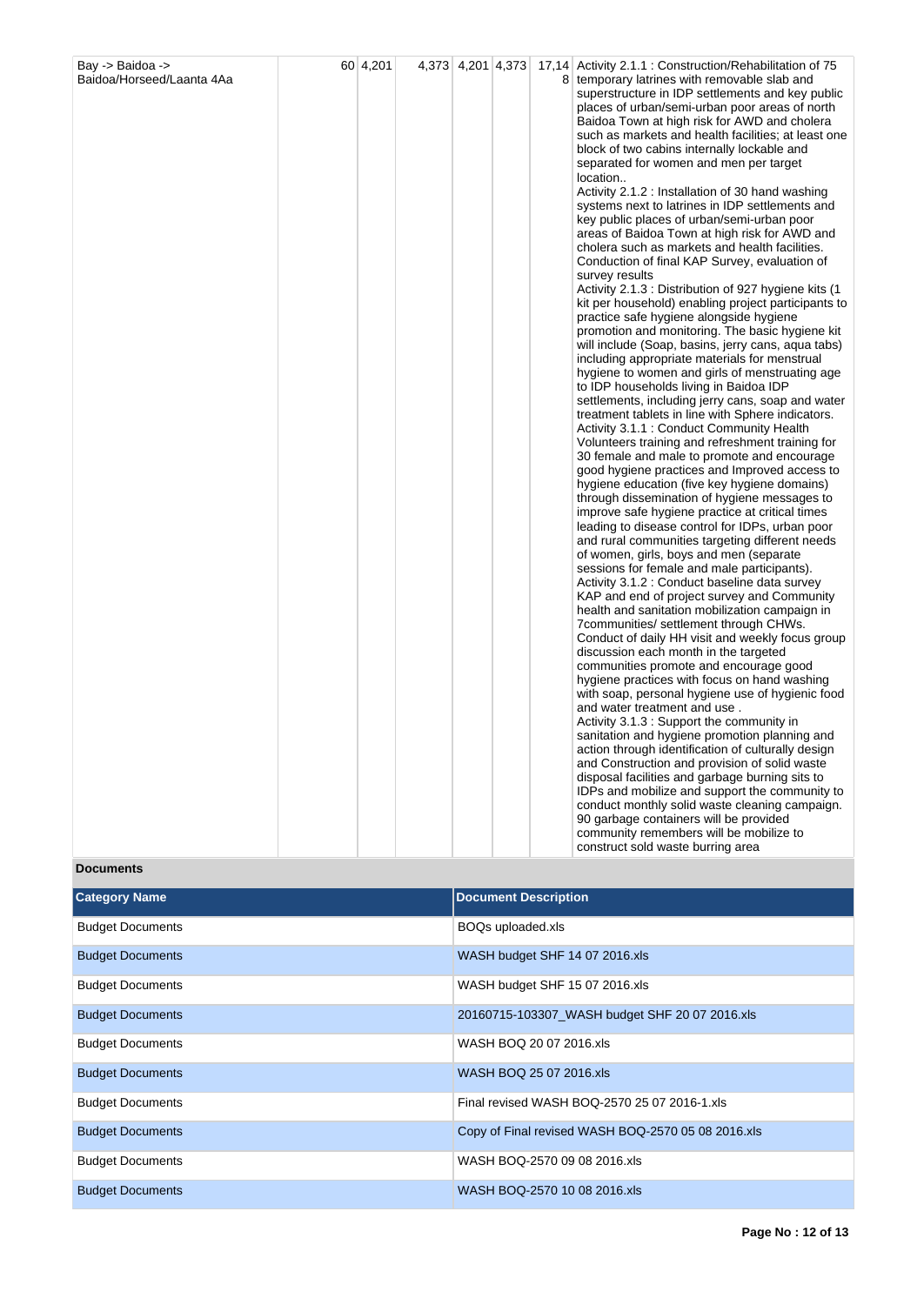| | | | | | | | |
|---|---|---|---|---|---|---|---|
| Bay -> Baidoa -> Baidoa/Horseed/Laanta 4Aa | 60 | 4,201 | 4,373 | 4,201 | 4,373 | 17,148 | Activity 2.1.1 : Construction/Rehabilitation of 75 temporary latrines with removable slab and superstructure in IDP settlements and key public places of urban/semi-urban poor areas of north Baidoa Town at high risk for AWD and cholera such as markets and health facilities; at least one block of two cabins internally lockable and separated for women and men per target location..<br>Activity 2.1.2 : Installation of 30 hand washing systems next to latrines in IDP settlements and key public places of urban/semi-urban poor areas of Baidoa Town at high risk for AWD and cholera such as markets and health facilities. Conduction of final KAP Survey, evaluation of survey results<br>Activity 2.1.3 : Distribution of 927 hygiene kits (1 kit per household) enabling project participants to practice safe hygiene alongside hygiene promotion and monitoring. The basic hygiene kit will include (Soap, basins, jerry cans, aqua tabs) including appropriate materials for menstrual hygiene to women and girls of menstruating age to IDP households living in Baidoa IDP settlements, including jerry cans, soap and water treatment tablets in line with Sphere indicators.<br>Activity 3.1.1 : Conduct Community Health Volunteers training and refreshment training for 30 female and male to promote and encourage good hygiene practices and Improved access to hygiene education (five key hygiene domains) through dissemination of hygiene messages to improve safe hygiene practice at critical times leading to disease control for IDPs, urban poor and rural communities targeting different needs of women, girls, boys and men (separate sessions for female and male participants).<br>Activity 3.1.2 : Conduct baseline data survey KAP and end of project survey and Community health and sanitation mobilization campaign in 7communities/ settlement through CHWs. Conduct of daily HH visit and weekly focus group discussion each month in the targeted communities promote and encourage good hygiene practices with focus on hand washing with soap, personal hygiene use of hygienic food and water treatment and use .<br>Activity 3.1.3 : Support the community in sanitation and hygiene promotion planning and action through identification of culturally design and Construction and provision of solid waste disposal facilities and garbage burning sits to IDPs and mobilize and support the community to conduct monthly solid waste cleaning campaign. 90 garbage containers will be provided community remembers will be mobilize to construct sold waste burring area |

**Documents**

| Category Name | Document Description |
|---|---|
| Budget Documents | BOQs uploaded.xls |
| Budget Documents | WASH budget SHF 14 07 2016.xls |
| Budget Documents | WASH budget SHF 15 07 2016.xls |
| Budget Documents | 20160715-103307_WASH budget SHF 20 07 2016.xls |
| Budget Documents | WASH BOQ 20 07 2016.xls |
| Budget Documents | WASH BOQ 25 07 2016.xls |
| Budget Documents | Final revised WASH BOQ-2570 25 07 2016-1.xls |
| Budget Documents | Copy of Final revised WASH BOQ-2570 05 08 2016.xls |
| Budget Documents | WASH BOQ-2570 09 08 2016.xls |
| Budget Documents | WASH BOQ-2570 10 08 2016.xls |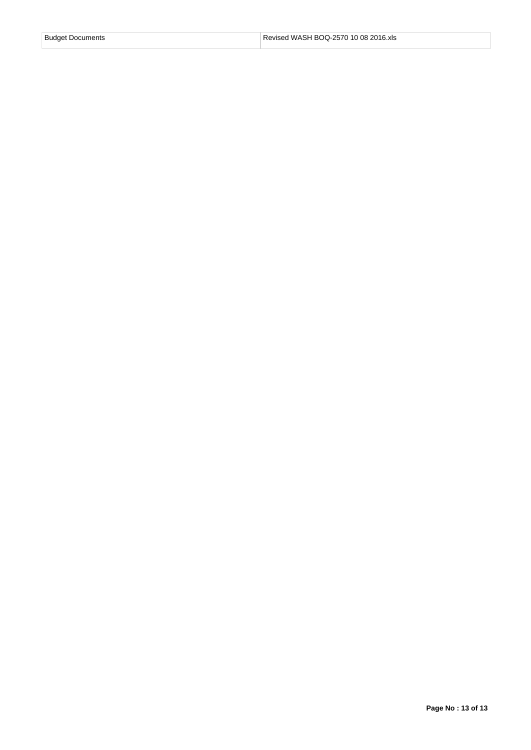| | |
|---|---|
| Budget Documents | Revised WASH BOQ-2570 10 08 2016.xls |